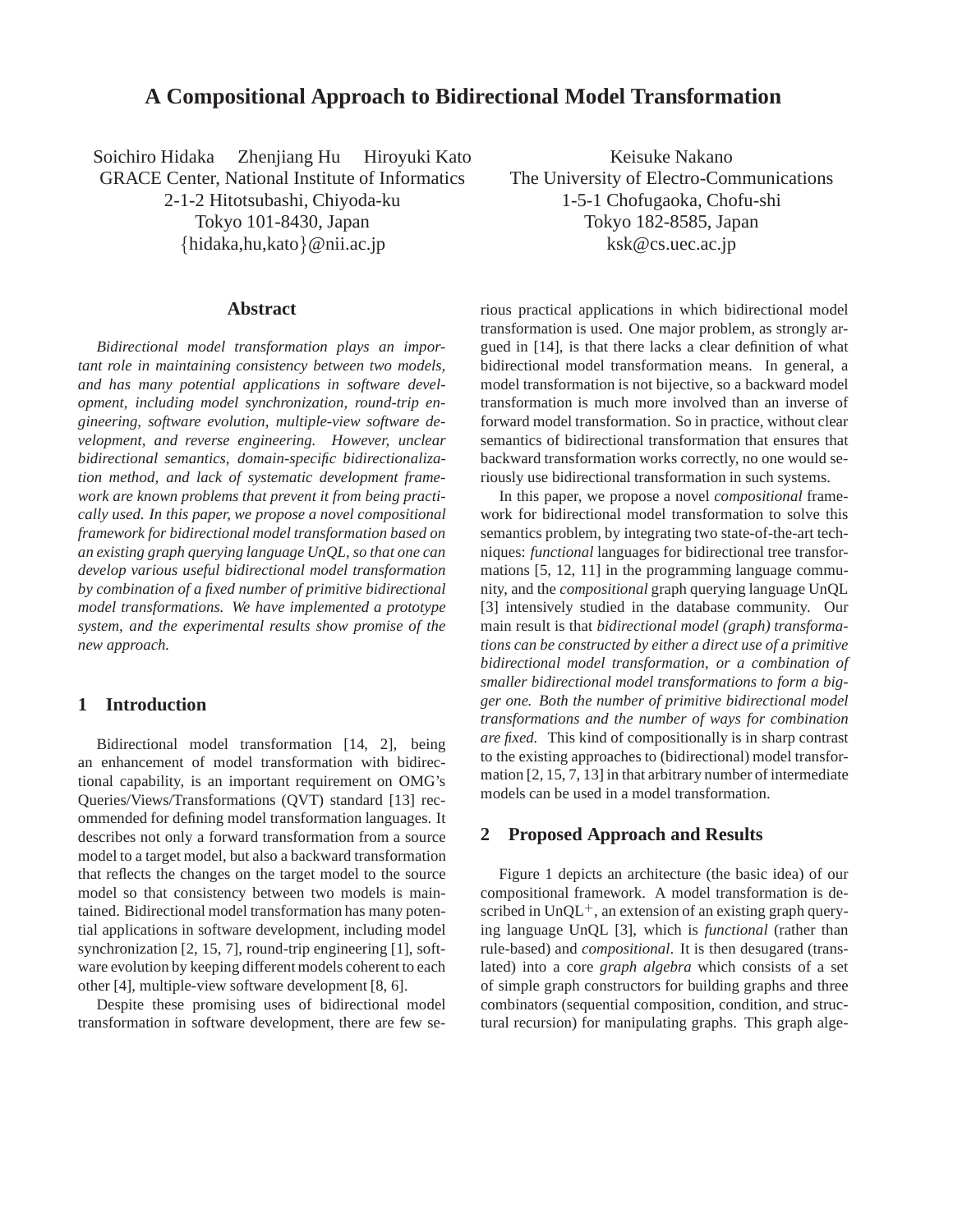# A Compositional Approach to Bidirectional Model Transformation

Soichiro Hidaka Zhenjiang Hu Hiroyuki Kato
GRACE Center, National Institute of Informatics
2-1-2 Hitotsubashi, Chiyoda-ku
Tokyo 101-8430, Japan
{hidaka,hu,kato}@nii.ac.jp

Keisuke Nakano
The University of Electro-Communications
1-5-1 Chofugaoka, Chofu-shi
Tokyo 182-8585, Japan
ksk@cs.uec.ac.jp

## Abstract

*Bidirectional model transformation plays an important role in maintaining consistency between two models, and has many potential applications in software development, including model synchronization, round-trip engineering, software evolution, multiple-view software development, and reverse engineering. However, unclear bidirectional semantics, domain-specific bidirectionalization method, and lack of systematic development framework are known problems that prevent it from being practically used. In this paper, we propose a novel compositional framework for bidirectional model transformation based on an existing graph querying language UnQL, so that one can develop various useful bidirectional model transformation by combination of a fixed number of primitive bidirectional model transformations. We have implemented a prototype system, and the experimental results show promise of the new approach.*

## 1 Introduction

Bidirectional model transformation [14, 2], being an enhancement of model transformation with bidirectional capability, is an important requirement on OMG's Queries/Views/Transformations (QVT) standard [13] recommended for defining model transformation languages. It describes not only a forward transformation from a source model to a target model, but also a backward transformation that reflects the changes on the target model to the source model so that consistency between two models is maintained. Bidirectional model transformation has many potential applications in software development, including model synchronization [2, 15, 7], round-trip engineering [1], software evolution by keeping different models coherent to each other [4], multiple-view software development [8, 6].

Despite these promising uses of bidirectional model transformation in software development, there are few serious practical applications in which bidirectional model transformation is used. One major problem, as strongly argued in [14], is that there lacks a clear definition of what bidirectional model transformation means. In general, a model transformation is not bijective, so a backward model transformation is much more involved than an inverse of forward model transformation. So in practice, without clear semantics of bidirectional transformation that ensures that backward transformation works correctly, no one would seriously use bidirectional transformation in such systems.

In this paper, we propose a novel *compositional* framework for bidirectional model transformation to solve this semantics problem, by integrating two state-of-the-art techniques: *functional* languages for bidirectional tree transformations [5, 12, 11] in the programming language community, and the *compositional* graph querying language UnQL [3] intensively studied in the database community. Our main result is that *bidirectional model (graph) transformations can be constructed by either a direct use of a primitive bidirectional model transformation, or a combination of smaller bidirectional model transformations to form a bigger one. Both the number of primitive bidirectional model transformations and the number of ways for combination are fixed.* This kind of compositionally is in sharp contrast to the existing approaches to (bidirectional) model transformation [2, 15, 7, 13] in that arbitrary number of intermediate models can be used in a model transformation.

## 2 Proposed Approach and Results

Figure 1 depicts an architecture (the basic idea) of our compositional framework. A model transformation is described in UnQL$^{+}$, an extension of an existing graph querying language UnQL [3], which is *functional* (rather than rule-based) and *compositional*. It is then desugared (translated) into a core *graph algebra* which consists of a set of simple graph constructors for building graphs and three combinators (sequential composition, condition, and structural recursion) for manipulating graphs. This graph alge-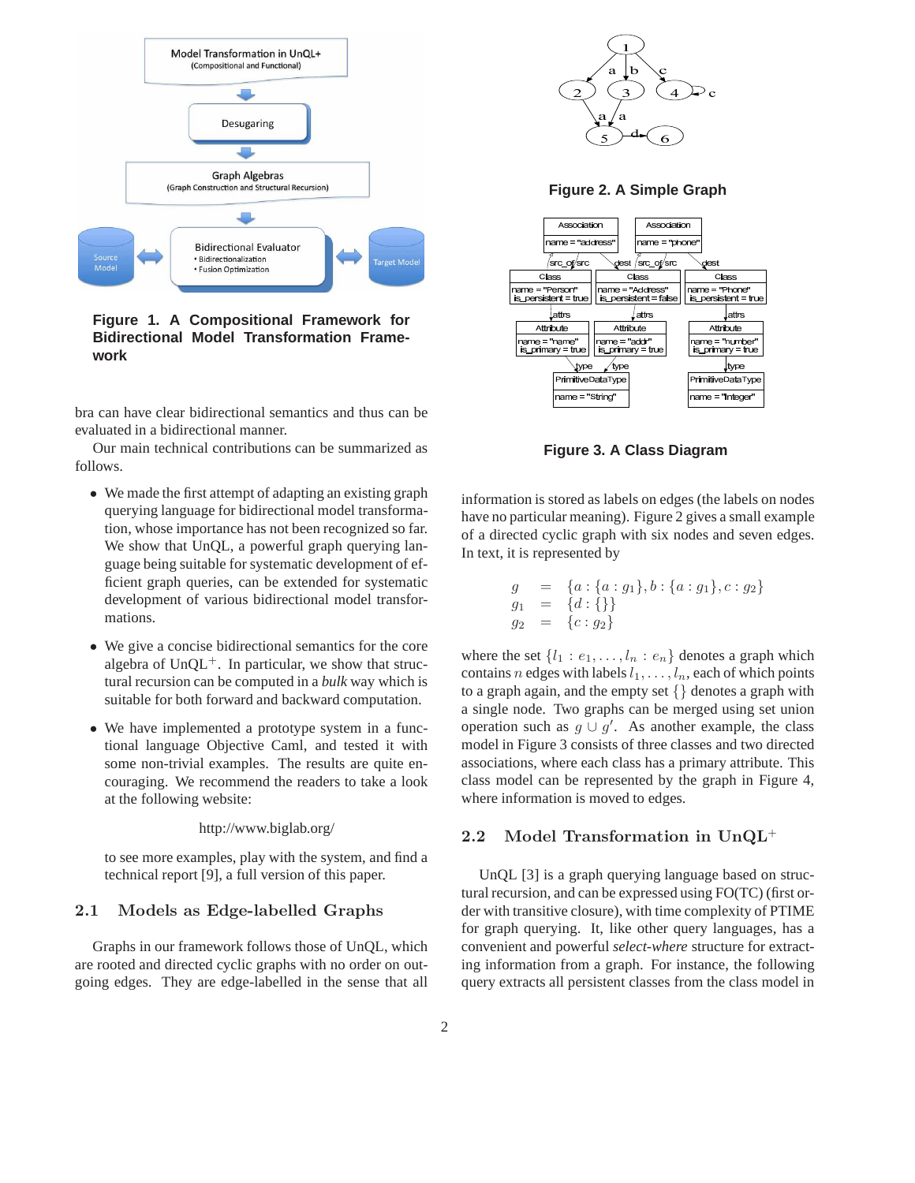**Figure 1. A Compositional Framework for Bidirectional Model Transformation Framework**

**Figure 2. A Simple Graph**

**Figure 3. A Class Diagram**

bra can have clear bidirectional semantics and thus can be evaluated in a bidirectional manner.

Our main technical contributions can be summarized as follows.

- We made the first attempt of adapting an existing graph querying language for bidirectional model transformation, whose importance has not been recognized so far. We show that UnQL, a powerful graph querying language being suitable for systematic development of efficient graph queries, can be extended for systematic development of various bidirectional model transformations.
- We give a concise bidirectional semantics for the core algebra of UnQL$^+$. In particular, we show that structural recursion can be computed in a *bulk* way which is suitable for both forward and backward computation.
- We have implemented a prototype system in a functional language Objective Caml, and tested it with some non-trivial examples. The results are quite encouraging. We recommend the readers to take a look at the following website:

  http://www.biglab.org/

  to see more examples, play with the system, and find a technical report [9], a full version of this paper.

## 2.1 Models as Edge-labelled Graphs

Graphs in our framework follows those of UnQL, which are rooted and directed cyclic graphs with no order on outgoing edges. They are edge-labelled in the sense that all information is stored as labels on edges (the labels on nodes have no particular meaning). Figure 2 gives a small example of a directed cyclic graph with six nodes and seven edges. In text, it is represented by

$$
\begin{array}{lcl}
g & = & \{a : \{a : g_1\}, b : \{a : g_1\}, c : g_2\} \\
g_1 & = & \{d : \{\}\} \\
g_2 & = & \{c : g_2\}
\end{array}
$$

where the set $\{l_1 : e_1, \ldots, l_n : e_n\}$ denotes a graph which contains $n$ edges with labels $l_1, \ldots, l_n$, each of which points to a graph again, and the empty set $\{\}$ denotes a graph with a single node. Two graphs can be merged using set union operation such as $g \cup g'$. As another example, the class model in Figure 3 consists of three classes and two directed associations, where each class has a primary attribute. This class model can be represented by the graph in Figure 4, where information is moved to edges.

## 2.2 Model Transformation in UnQL$^+$

UnQL [3] is a graph querying language based on structural recursion, and can be expressed using FO(TC) (first order with transitive closure), with time complexity of PTIME for graph querying. It, like other query languages, has a convenient and powerful *select-where* structure for extracting information from a graph. For instance, the following query extracts all persistent classes from the class model in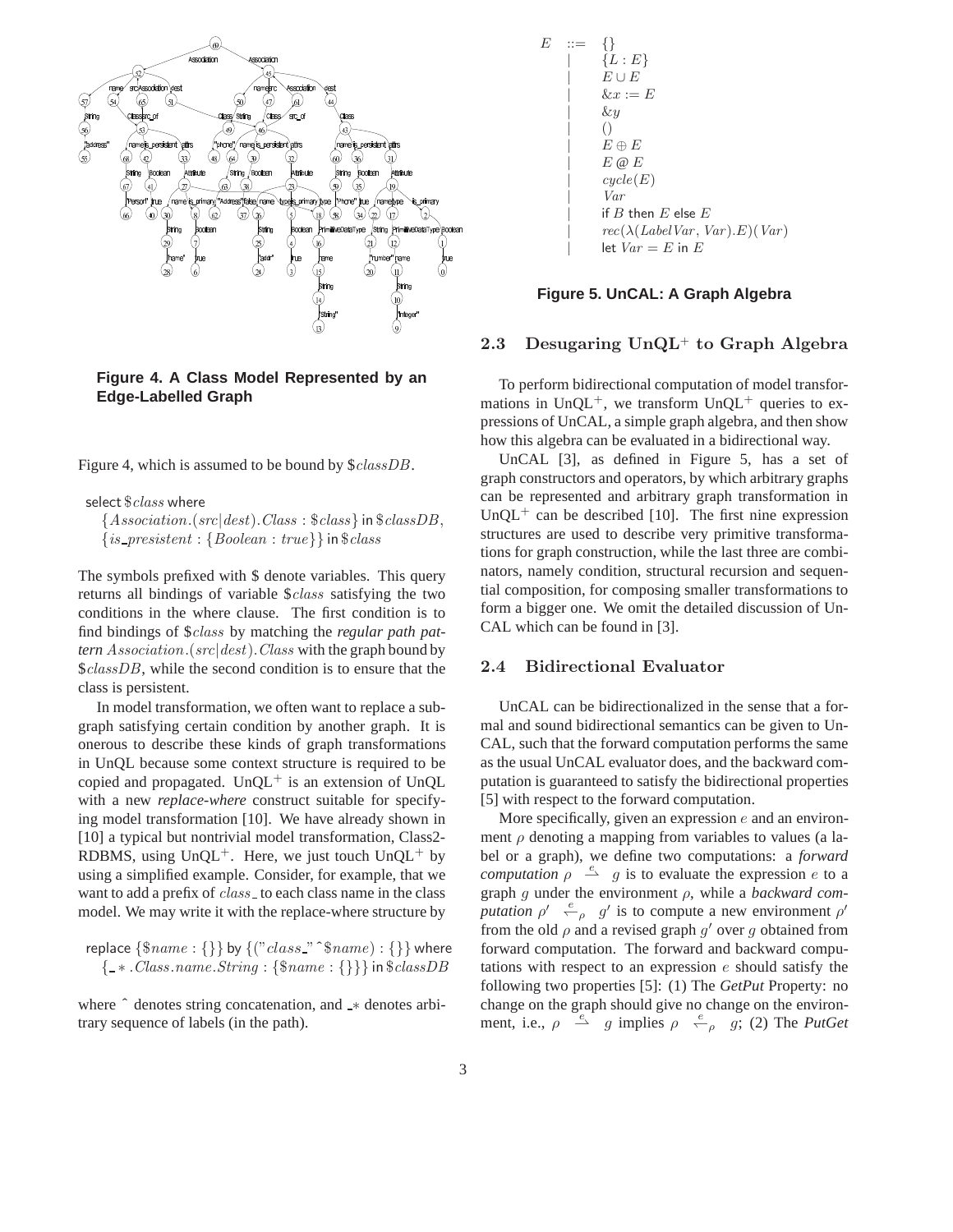**Figure 4. A Class Model Represented by an Edge-Labelled Graph**

Figure 4, which is assumed to be bound by $\$classDB$.

select $\$class$ where
  $\{Association.(src|dest).Class : \$class\}$ in $\$classDB$,
  $\{is\_presistent : \{Boolean : true\}\}$ in $\$class$

The symbols prefixed with \$ denote variables. This query returns all bindings of variable $\$class$ satisfying the two conditions in the where clause. The first condition is to find bindings of $\$class$ by matching the *regular path pattern* $Association.(src|dest).Class$ with the graph bound by $\$classDB$, while the second condition is to ensure that the class is persistent.

In model transformation, we often want to replace a subgraph satisfying certain condition by another graph. It is onerous to describe these kinds of graph transformations in UnQL because some context structure is required to be copied and propagated. UnQL$^+$ is an extension of UnQL with a new *replace-where* construct suitable for specifying model transformation [10]. We have already shown in [10] a typical but nontrivial model transformation, Class2-RDBMS, using UnQL$^+$. Here, we just touch UnQL$^+$ by using a simplified example. Consider, for example, that we want to add a prefix of $class\_$ to each class name in the class model. We may write it with the replace-where structure by

replace $\{\$name : \{\}\}$ by $\{("class\_"\,\hat{}\,\$name) : \{\}\}$ where
  $\{\_*.Class.name.String : \{\$name : \{\}\}\}$ in $\$classDB$

where ˆ denotes string concatenation, and $\_*$ denotes arbitrary sequence of labels (in the path).

$$
\begin{array}{rcl}
E & ::= & \{\} \\
 & | & \{L : E\} \\
 & | & E \cup E \\
 & | & \&x := E \\
 & | & \&y \\
 & | & () \\
 & | & E \oplus E \\
 & | & E \,@\, E \\
 & | & cycle(E) \\
 & | & Var \\
 & | & \text{if } B \text{ then } E \text{ else } E \\
 & | & rec(\lambda(LabelVar, Var).E)(Var) \\
 & | & \text{let } Var = E \text{ in } E
\end{array}
$$

**Figure 5. UnCAL: A Graph Algebra**

### 2.3 Desugaring UnQL$^+$ to Graph Algebra

To perform bidirectional computation of model transformations in UnQL$^+$, we transform UnQL$^+$ queries to expressions of UnCAL, a simple graph algebra, and then show how this algebra can be evaluated in a bidirectional way.

UnCAL [3], as defined in Figure 5, has a set of graph constructors and operators, by which arbitrary graphs can be represented and arbitrary graph transformation in UnQL$^+$ can be described [10]. The first nine expression structures are used to describe very primitive transformations for graph construction, while the last three are combinators, namely condition, structural recursion and sequential composition, for composing smaller transformations to form a bigger one. We omit the detailed discussion of UnCAL which can be found in [3].

### 2.4 Bidirectional Evaluator

UnCAL can be bidirectionalized in the sense that a formal and sound bidirectional semantics can be given to UnCAL, such that the forward computation performs the same as the usual UnCAL evaluator does, and the backward computation is guaranteed to satisfy the bidirectional properties [5] with respect to the forward computation.

More specifically, given an expression $e$ and an environment $\rho$ denoting a mapping from variables to values (a label or a graph), we define two computations: a *forward computation* $\rho \stackrel{e}{\rightharpoonup} g$ is to evaluate the expression $e$ to a graph $g$ under the environment $\rho$, while a *backward computation* $\rho' \stackrel{e}{\leftharpoondown}_{\rho} g'$ is to compute a new environment $\rho'$ from the old $\rho$ and a revised graph $g'$ over $g$ obtained from forward computation. The forward and backward computations with respect to an expression $e$ should satisfy the following two properties [5]: (1) The *GetPut* Property: no change on the graph should give no change on the environment, i.e., $\rho \stackrel{e}{\rightharpoonup} g$ implies $\rho \stackrel{e}{\leftharpoondown}_{\rho} g$; (2) The *PutGet*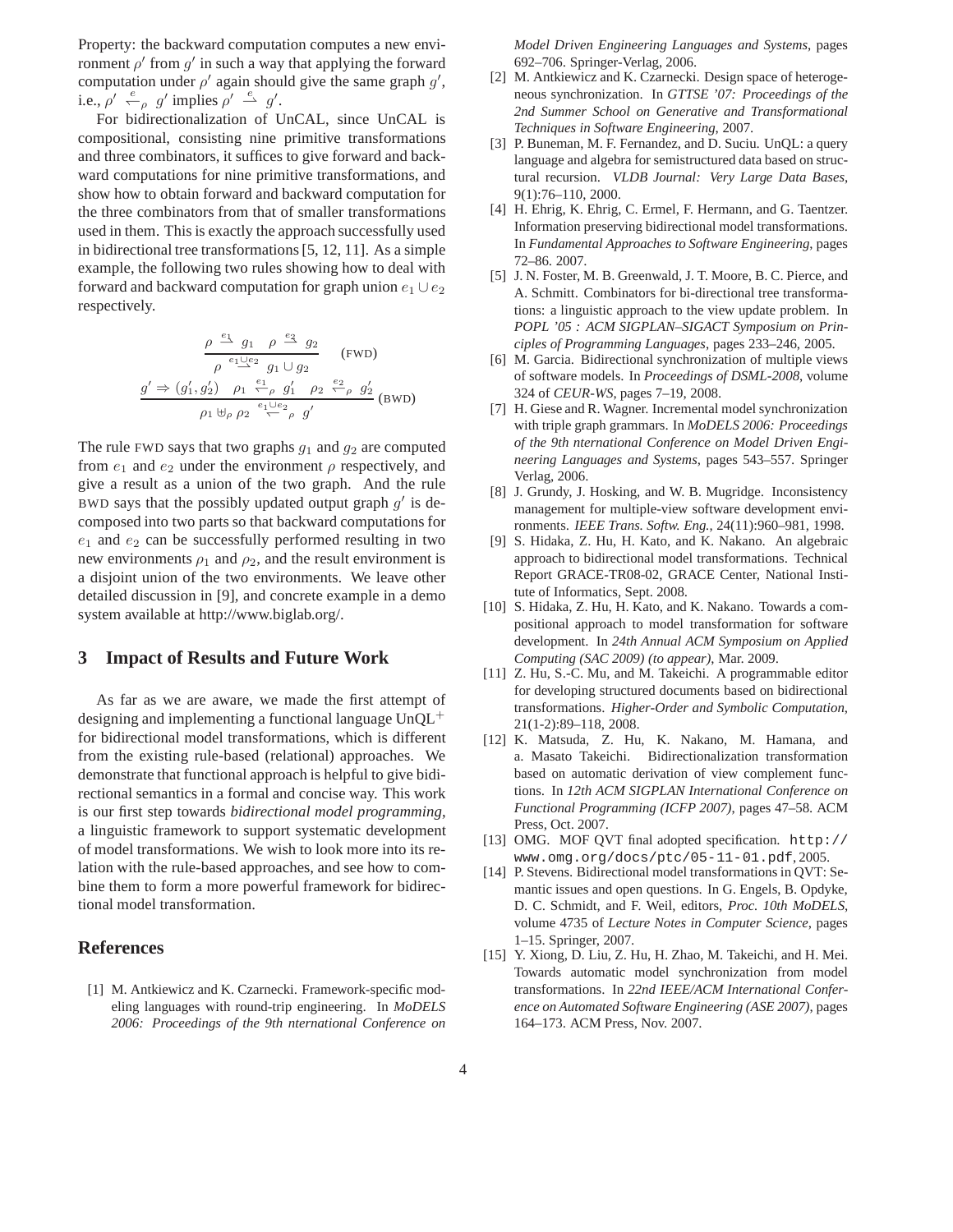Property: the backward computation computes a new environment $\rho'$ from $g'$ in such a way that applying the forward computation under $\rho'$ again should give the same graph $g'$, i.e., $\rho' \overset{e}{\leftharpoondown}_{\rho} g'$ implies $\rho' \overset{e}{\rightharpoonup} g'$.

For bidirectionalization of UnCAL, since UnCAL is compositional, consisting nine primitive transformations and three combinators, it suffices to give forward and backward computations for nine primitive transformations, and show how to obtain forward and backward computation for the three combinators from that of smaller transformations used in them. This is exactly the approach successfully used in bidirectional tree transformations [5, 12, 11]. As a simple example, the following two rules showing how to deal with forward and backward computation for graph union $e_1 \cup e_2$ respectively.

$$\frac{\rho \overset{e_1}{\rightharpoonup} g_1 \quad \rho \overset{e_2}{\rightharpoonup} g_2}{\rho \overset{e_1 \cup e_2}{\rightharpoonup} g_1 \cup g_2} \quad (\text{FWD})$$

$$\frac{g' \Rightarrow (g'_1, g'_2) \quad \rho_1 \overset{e_1}{\leftharpoondown}_{\rho} g'_1 \quad \rho_2 \overset{e_2}{\leftharpoondown}_{\rho} g'_2}{\rho_1 \uplus_{\rho} \rho_2 \overset{e_1 \cup e_2}{\leftharpoondown}_{\rho} g'} \ (\text{BWD})$$

The rule FWD says that two graphs $g_1$ and $g_2$ are computed from $e_1$ and $e_2$ under the environment $\rho$ respectively, and give a result as a union of the two graph. And the rule BWD says that the possibly updated output graph $g'$ is decomposed into two parts so that backward computations for $e_1$ and $e_2$ can be successfully performed resulting in two new environments $\rho_1$ and $\rho_2$, and the result environment is a disjoint union of the two environments. We leave other detailed discussion in [9], and concrete example in a demo system available at http://www.biglab.org/.

## 3 Impact of Results and Future Work

As far as we are aware, we made the first attempt of designing and implementing a functional language UnQL$^+$ for bidirectional model transformations, which is different from the existing rule-based (relational) approaches. We demonstrate that functional approach is helpful to give bidirectional semantics in a formal and concise way. This work is our first step towards *bidirectional model programming*, a linguistic framework to support systematic development of model transformations. We wish to look more into its relation with the rule-based approaches, and see how to combine them to form a more powerful framework for bidirectional model transformation.

## References

[1] M. Antkiewicz and K. Czarnecki. Framework-specific modeling languages with round-trip engineering. In *MoDELS 2006: Proceedings of the 9th nternational Conference on Model Driven Engineering Languages and Systems*, pages 692–706. Springer-Verlag, 2006.

[2] M. Antkiewicz and K. Czarnecki. Design space of heterogeneous synchronization. In *GTTSE '07: Proceedings of the 2nd Summer School on Generative and Transformational Techniques in Software Engineering*, 2007.

[3] P. Buneman, M. F. Fernandez, and D. Suciu. UnQL: a query language and algebra for semistructured data based on structural recursion. *VLDB Journal: Very Large Data Bases*, 9(1):76–110, 2000.

[4] H. Ehrig, K. Ehrig, C. Ermel, F. Hermann, and G. Taentzer. Information preserving bidirectional model transformations. In *Fundamental Approaches to Software Engineering*, pages 72–86. 2007.

[5] J. N. Foster, M. B. Greenwald, J. T. Moore, B. C. Pierce, and A. Schmitt. Combinators for bi-directional tree transformations: a linguistic approach to the view update problem. In *POPL '05 : ACM SIGPLAN–SIGACT Symposium on Principles of Programming Languages*, pages 233–246, 2005.

[6] M. Garcia. Bidirectional synchronization of multiple views of software models. In *Proceedings of DSML-2008*, volume 324 of *CEUR-WS*, pages 7–19, 2008.

[7] H. Giese and R. Wagner. Incremental model synchronization with triple graph grammars. In *MoDELS 2006: Proceedings of the 9th nternational Conference on Model Driven Engineering Languages and Systems*, pages 543–557. Springer Verlag, 2006.

[8] J. Grundy, J. Hosking, and W. B. Mugridge. Inconsistency management for multiple-view software development environments. *IEEE Trans. Softw. Eng.*, 24(11):960–981, 1998.

[9] S. Hidaka, Z. Hu, H. Kato, and K. Nakano. An algebraic approach to bidirectional model transformations. Technical Report GRACE-TR08-02, GRACE Center, National Institute of Informatics, Sept. 2008.

[10] S. Hidaka, Z. Hu, H. Kato, and K. Nakano. Towards a compositional approach to model transformation for software development. In *24th Annual ACM Symposium on Applied Computing (SAC 2009) (to appear)*, Mar. 2009.

[11] Z. Hu, S.-C. Mu, and M. Takeichi. A programmable editor for developing structured documents based on bidirectional transformations. *Higher-Order and Symbolic Computation*, 21(1-2):89–118, 2008.

[12] K. Matsuda, Z. Hu, K. Nakano, M. Hamana, and a. Masato Takeichi. Bidirectionalization transformation based on automatic derivation of view complement functions. In *12th ACM SIGPLAN International Conference on Functional Programming (ICFP 2007)*, pages 47–58. ACM Press, Oct. 2007.

[13] OMG. MOF QVT final adopted specification. http://www.omg.org/docs/ptc/05-11-01.pdf, 2005.

[14] P. Stevens. Bidirectional model transformations in QVT: Semantic issues and open questions. In G. Engels, B. Opdyke, D. C. Schmidt, and F. Weil, editors, *Proc. 10th MoDELS*, volume 4735 of *Lecture Notes in Computer Science*, pages 1–15. Springer, 2007.

[15] Y. Xiong, D. Liu, Z. Hu, H. Zhao, M. Takeichi, and H. Mei. Towards automatic model synchronization from model transformations. In *22nd IEEE/ACM International Conference on Automated Software Engineering (ASE 2007)*, pages 164–173. ACM Press, Nov. 2007.